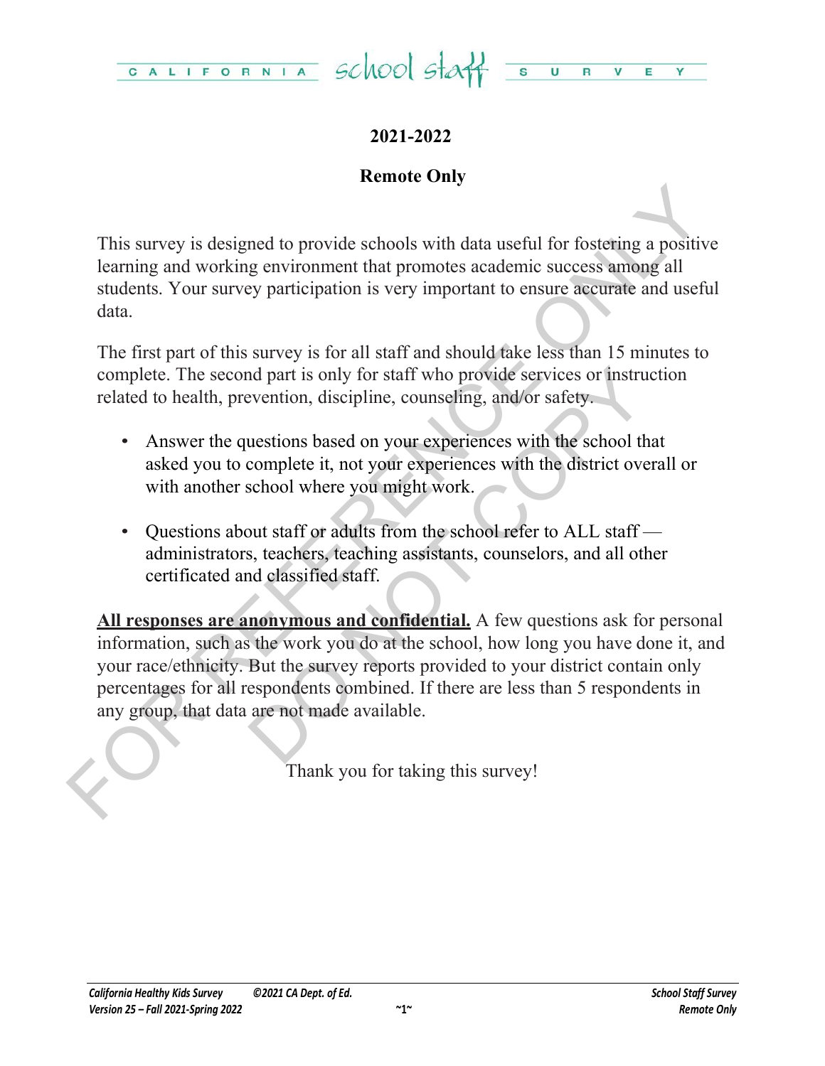# CALIFORNIA school staff SURVEY

## 2021-2022

## Remote Only

This survey is designed to provide schools with data useful for fostering a positive learning and working environment that promotes academic success among all students. Your survey participation is very important to ensure accurate and useful data.

The first part of this survey is for all staff and should take less than 15 minutes to complete. The second part is only for staff who provide services or instruction related to health, prevention, discipline, counseling, and/or safety.

- Answer the questions based on your experiences with the school that asked you to complete it, not your experiences with the district overall or with another school where you might work.
- Questions about staff or adults from the school refer to ALL staff — administrators, teachers, teaching assistants, counselors, and all other certificated and classified staff.

**All responses are anonymous and confidential.** A few questions ask for personal information, such as the work you do at the school, how long you have done it, and your race/ethnicity. But the survey reports provided to your district contain only percentages for all respondents combined. If there are less than 5 respondents in any group, that data are not made available.

Thank you for taking this survey!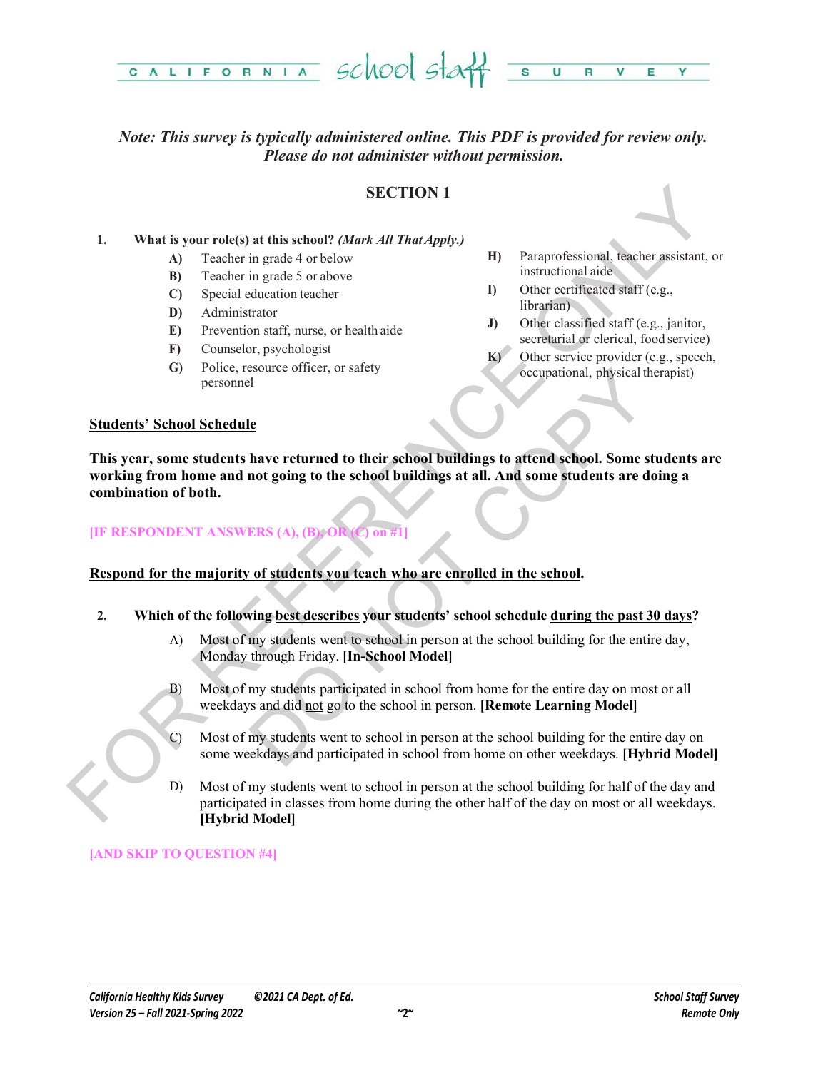*Note: This survey is typically administered online. This PDF is provided for review only. Please do not administer without permission.*

## SECTION 1

**1. What is your role(s) at this school? *(Mark All That Apply.)***

- **A)** Teacher in grade 4 or below
- **B)** Teacher in grade 5 or above
- **C)** Special education teacher
- **D)** Administrator
- **E)** Prevention staff, nurse, or health aide
- **F)** Counselor, psychologist
- **G)** Police, resource officer, or safety personnel
- **H)** Paraprofessional, teacher assistant, or instructional aide
- **I)** Other certificated staff (e.g., librarian)
- **J)** Other classified staff (e.g., janitor, secretarial or clerical, food service)
- **K)** Other service provider (e.g., speech, occupational, physical therapist)

**Students' School Schedule**

**This year, some students have returned to their school buildings to attend school. Some students are working from home and not going to the school buildings at all. And some students are doing a combination of both.**

**[IF RESPONDENT ANSWERS (A), (B), OR (C) on #1]**

**Respond for the majority of students you teach who are enrolled in the school.**

**2. Which of the following best describes your students' school schedule during the past 30 days?**

- A) Most of my students went to school in person at the school building for the entire day, Monday through Friday. **[In-School Model]**
- B) Most of my students participated in school from home for the entire day on most or all weekdays and did not go to the school in person. **[Remote Learning Model]**
- C) Most of my students went to school in person at the school building for the entire day on some weekdays and participated in school from home on other weekdays. **[Hybrid Model]**
- D) Most of my students went to school in person at the school building for half of the day and participated in classes from home during the other half of the day on most or all weekdays. **[Hybrid Model]**

**[AND SKIP TO QUESTION #4]**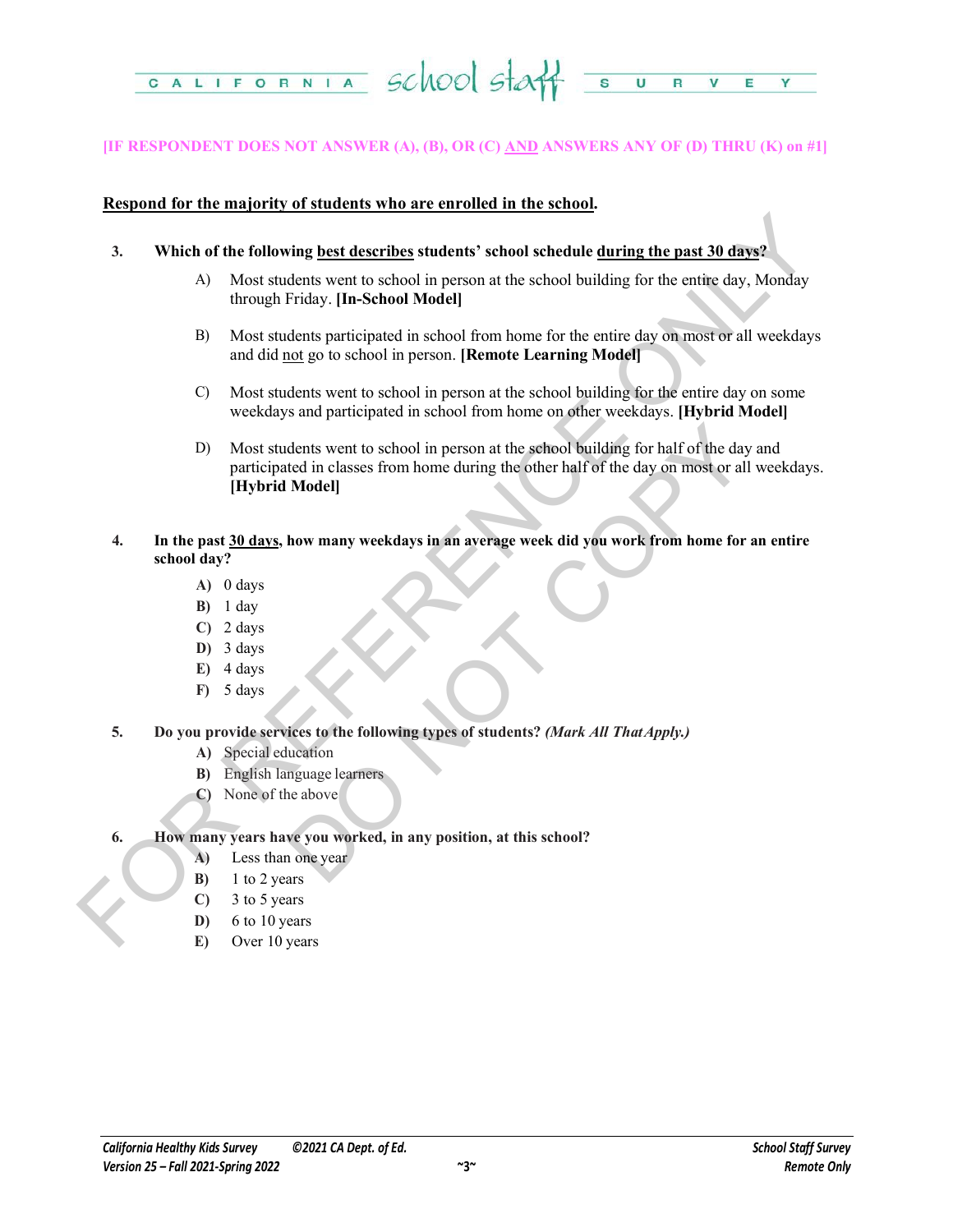**[IF RESPONDENT DOES NOT ANSWER (A), (B), OR (C) AND ANSWERS ANY OF (D) THRU (K) on #1]**

**Respond for the majority of students who are enrolled in the school.**

**3. Which of the following best describes students' school schedule during the past 30 days?**

A) Most students went to school in person at the school building for the entire day, Monday through Friday. **[In-School Model]**

B) Most students participated in school from home for the entire day on most or all weekdays and did not go to school in person. **[Remote Learning Model]**

C) Most students went to school in person at the school building for the entire day on some weekdays and participated in school from home on other weekdays. **[Hybrid Model]**

D) Most students went to school in person at the school building for half of the day and participated in classes from home during the other half of the day on most or all weekdays. **[Hybrid Model]**

**4. In the past 30 days, how many weekdays in an average week did you work from home for an entire school day?**

**A)** 0 days
**B)** 1 day
**C)** 2 days
**D)** 3 days
**E)** 4 days
**F)** 5 days

**5. Do you provide services to the following types of students?** ***(Mark All That Apply.)***

**A)** Special education
**B)** English language learners
**C)** None of the above

**6. How many years have you worked, in any position, at this school?**

**A)** Less than one year
**B)** 1 to 2 years
**C)** 3 to 5 years
**D)** 6 to 10 years
**E)** Over 10 years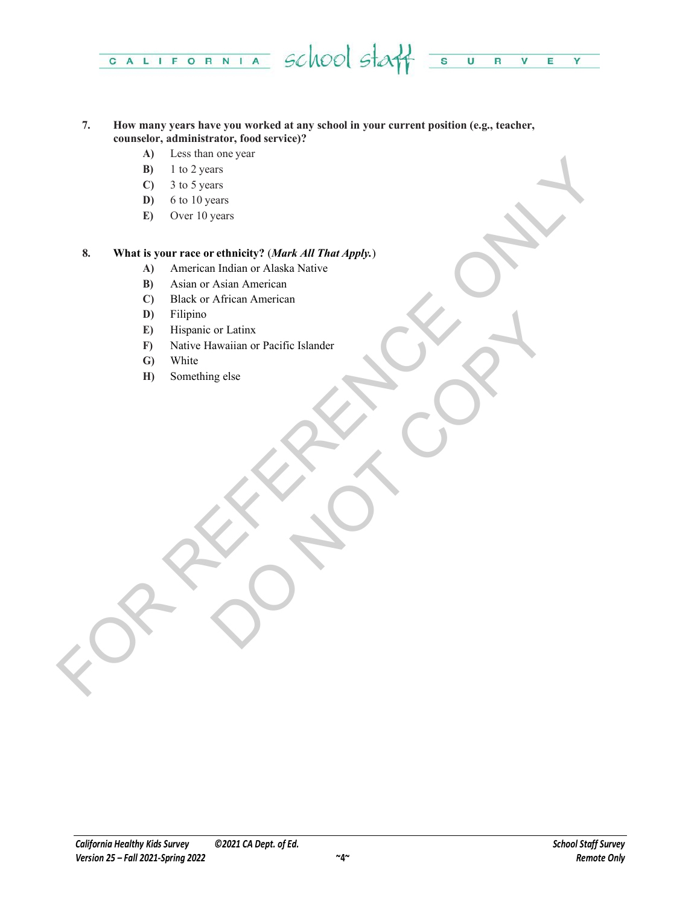**7. How many years have you worked at any school in your current position (e.g., teacher, counselor, administrator, food service)?**

- **A)** Less than one year
- **B)** 1 to 2 years
- **C)** 3 to 5 years
- **D)** 6 to 10 years
- **E)** Over 10 years

**8. What is your race or ethnicity? (*Mark All That Apply.*)**

- **A)** American Indian or Alaska Native
- **B)** Asian or Asian American
- **C)** Black or African American
- **D)** Filipino
- **E)** Hispanic or Latinx
- **F)** Native Hawaiian or Pacific Islander
- **G)** White
- **H)** Something else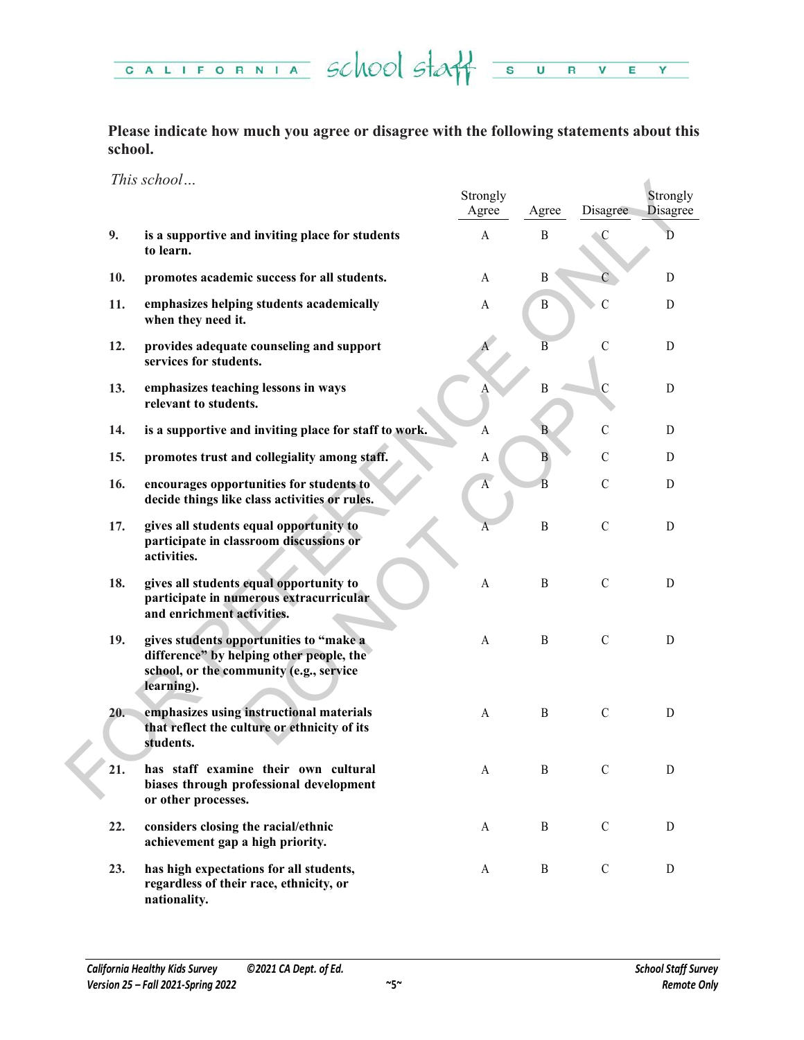**Please indicate how much you agree or disagree with the following statements about this school.**

*This school…*

| | | Strongly Agree | Agree | Disagree | Strongly Disagree |
|---|---|---|---|---|---|
| 9. | **is a supportive and inviting place for students to learn.** | A | B | C | D |
| 10. | **promotes academic success for all students.** | A | B | C | D |
| 11. | **emphasizes helping students academically when they need it.** | A | B | C | D |
| 12. | **provides adequate counseling and support services for students.** | A | B | C | D |
| 13. | **emphasizes teaching lessons in ways relevant to students.** | A | B | C | D |
| 14. | **is a supportive and inviting place for staff to work.** | A | B | C | D |
| 15. | **promotes trust and collegiality among staff.** | A | B | C | D |
| 16. | **encourages opportunities for students to decide things like class activities or rules.** | A | B | C | D |
| 17. | **gives all students equal opportunity to participate in classroom discussions or activities.** | A | B | C | D |
| 18. | **gives all students equal opportunity to participate in numerous extracurricular and enrichment activities.** | A | B | C | D |
| 19. | **gives students opportunities to "make a difference" by helping other people, the school, or the community (e.g., service learning).** | A | B | C | D |
| 20. | **emphasizes using instructional materials that reflect the culture or ethnicity of its students.** | A | B | C | D |
| 21. | **has staff examine their own cultural biases through professional development or other processes.** | A | B | C | D |
| 22. | **considers closing the racial/ethnic achievement gap a high priority.** | A | B | C | D |
| 23. | **has high expectations for all students, regardless of their race, ethnicity, or nationality.** | A | B | C | D |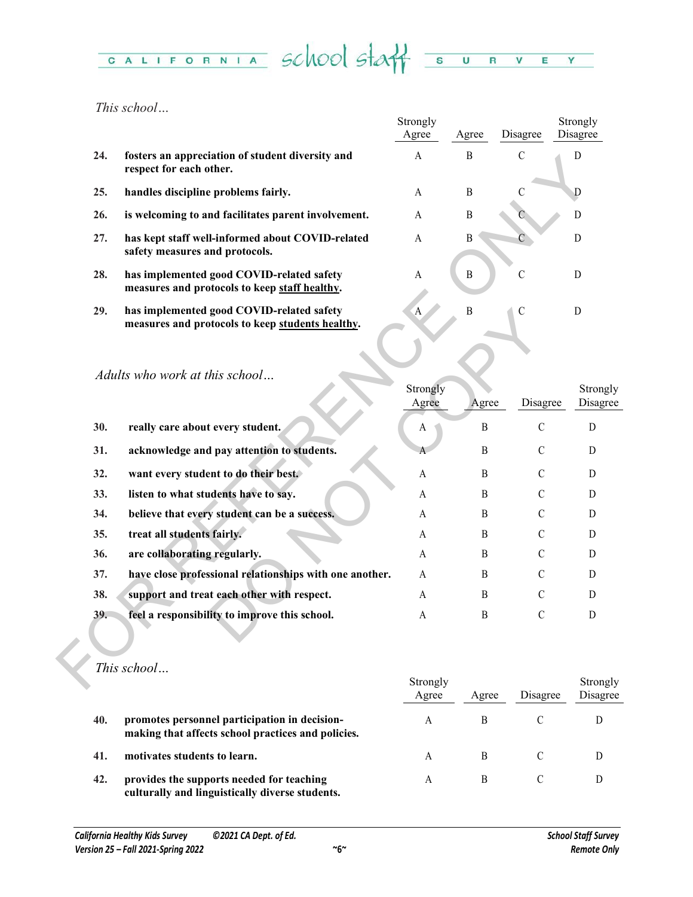*This school…*

| | | Strongly Agree | Agree | Disagree | Strongly Disagree |
|---|---|---|---|---|---|
| 24. | **fosters an appreciation of student diversity and respect for each other.** | A | B | C | D |
| 25. | **handles discipline problems fairly.** | A | B | C | D |
| 26. | **is welcoming to and facilitates parent involvement.** | A | B | C | D |
| 27. | **has kept staff well-informed about COVID-related safety measures and protocols.** | A | B | C | D |
| 28. | **has implemented good COVID-related safety measures and protocols to keep <u>staff healthy</u>.** | A | B | C | D |
| 29. | **has implemented good COVID-related safety measures and protocols to keep <u>students healthy</u>.** | A | B | C | D |

*Adults who work at this school…*

| | | Strongly Agree | Agree | Disagree | Strongly Disagree |
|---|---|---|---|---|---|
| 30. | **really care about every student.** | A | B | C | D |
| 31. | **acknowledge and pay attention to students.** | A | B | C | D |
| 32. | **want every student to do their best.** | A | B | C | D |
| 33. | **listen to what students have to say.** | A | B | C | D |
| 34. | **believe that every student can be a success.** | A | B | C | D |
| 35. | **treat all students fairly.** | A | B | C | D |
| 36. | **are collaborating regularly.** | A | B | C | D |
| 37. | **have close professional relationships with one another.** | A | B | C | D |
| 38. | **support and treat each other with respect.** | A | B | C | D |
| 39. | **feel a responsibility to improve this school.** | A | B | C | D |

*This school…*

| | | Strongly Agree | Agree | Disagree | Strongly Disagree |
|---|---|---|---|---|---|
| 40. | **promotes personnel participation in decision-making that affects school practices and policies.** | A | B | C | D |
| 41. | **motivates students to learn.** | A | B | C | D |
| 42. | **provides the supports needed for teaching culturally and linguistically diverse students.** | A | B | C | D |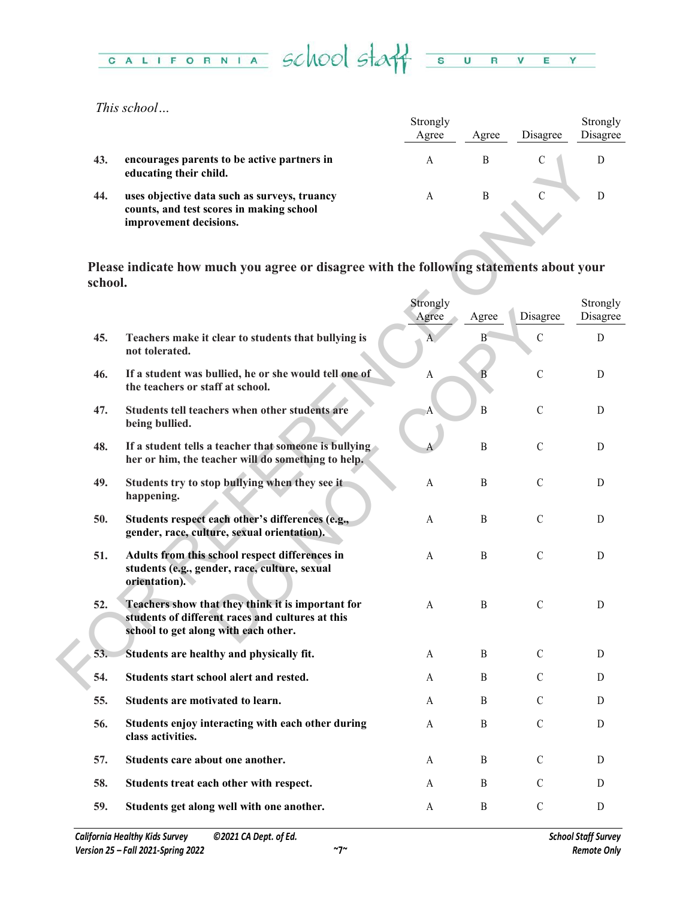*This school…*

| | | Strongly Agree | Agree | Disagree | Strongly Disagree |
|---|---|---|---|---|---|
| 43. | **encourages parents to be active partners in educating their child.** | A | B | C | D |
| 44. | **uses objective data such as surveys, truancy counts, and test scores in making school improvement decisions.** | A | B | C | D |

**Please indicate how much you agree or disagree with the following statements about your school.**

| | | Strongly Agree | Agree | Disagree | Strongly Disagree |
|---|---|---|---|---|---|
| 45. | **Teachers make it clear to students that bullying is not tolerated.** | A | B | C | D |
| 46. | **If a student was bullied, he or she would tell one of the teachers or staff at school.** | A | B | C | D |
| 47. | **Students tell teachers when other students are being bullied.** | A | B | C | D |
| 48. | **If a student tells a teacher that someone is bullying her or him, the teacher will do something to help.** | A | B | C | D |
| 49. | **Students try to stop bullying when they see it happening.** | A | B | C | D |
| 50. | **Students respect each other's differences (e.g., gender, race, culture, sexual orientation).** | A | B | C | D |
| 51. | **Adults from this school respect differences in students (e.g., gender, race, culture, sexual orientation).** | A | B | C | D |
| 52. | **Teachers show that they think it is important for students of different races and cultures at this school to get along with each other.** | A | B | C | D |
| 53. | **Students are healthy and physically fit.** | A | B | C | D |
| 54. | **Students start school alert and rested.** | A | B | C | D |
| 55. | **Students are motivated to learn.** | A | B | C | D |
| 56. | **Students enjoy interacting with each other during class activities.** | A | B | C | D |
| 57. | **Students care about one another.** | A | B | C | D |
| 58. | **Students treat each other with respect.** | A | B | C | D |
| 59. | **Students get along well with one another.** | A | B | C | D |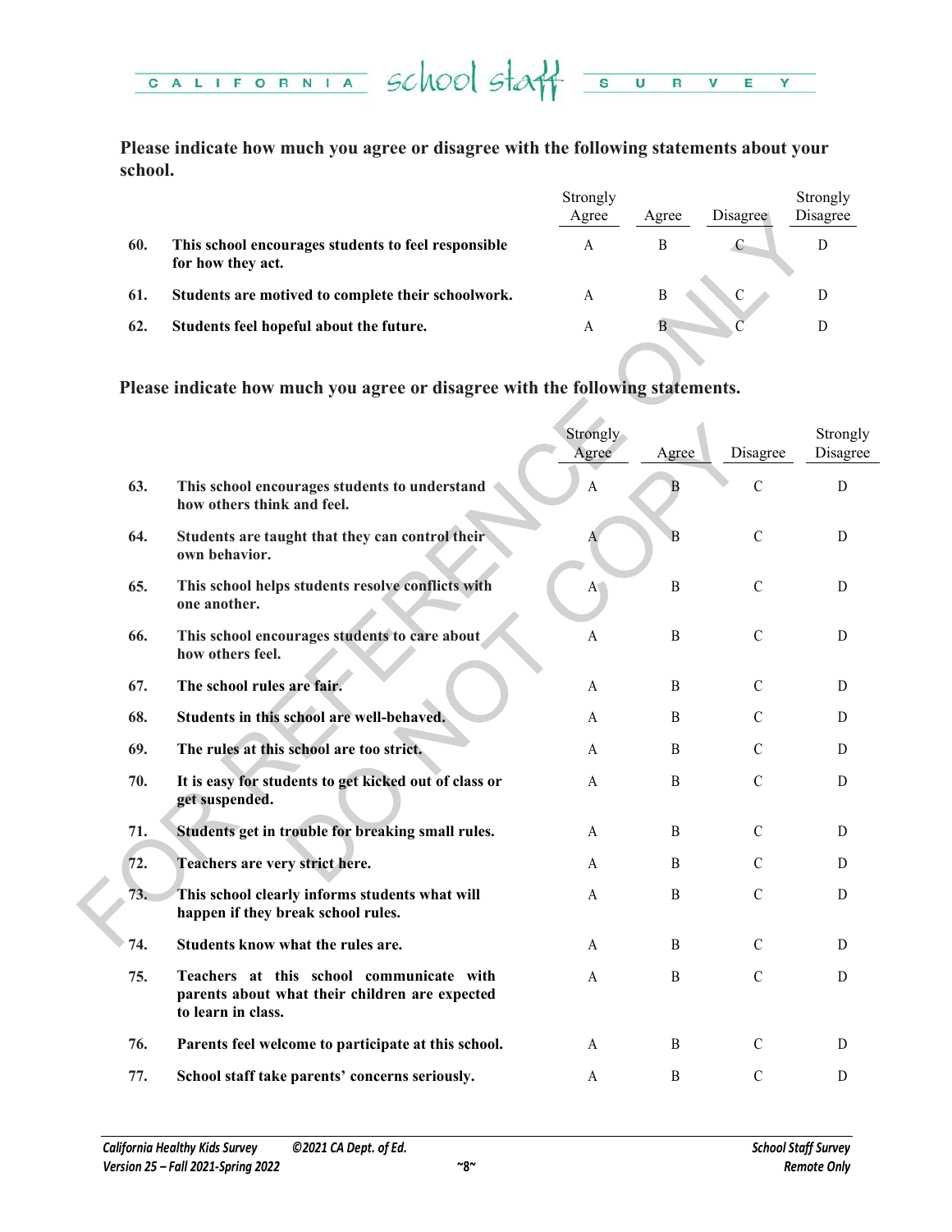**Please indicate how much you agree or disagree with the following statements about your school.**

| | | Strongly Agree | Agree | Disagree | Strongly Disagree |
|---|---|---|---|---|---|
| 60. | **This school encourages students to feel responsible for how they act.** | A | B | C | D |
| 61. | **Students are motived to complete their schoolwork.** | A | B | C | D |
| 62. | **Students feel hopeful about the future.** | A | B | C | D |

**Please indicate how much you agree or disagree with the following statements.**

| | | Strongly Agree | Agree | Disagree | Strongly Disagree |
|---|---|---|---|---|---|
| 63. | **This school encourages students to understand how others think and feel.** | A | B | C | D |
| 64. | **Students are taught that they can control their own behavior.** | A | B | C | D |
| 65. | **This school helps students resolve conflicts with one another.** | A | B | C | D |
| 66. | **This school encourages students to care about how others feel.** | A | B | C | D |
| 67. | **The school rules are fair.** | A | B | C | D |
| 68. | **Students in this school are well-behaved.** | A | B | C | D |
| 69. | **The rules at this school are too strict.** | A | B | C | D |
| 70. | **It is easy for students to get kicked out of class or get suspended.** | A | B | C | D |
| 71. | **Students get in trouble for breaking small rules.** | A | B | C | D |
| 72. | **Teachers are very strict here.** | A | B | C | D |
| 73. | **This school clearly informs students what will happen if they break school rules.** | A | B | C | D |
| 74. | **Students know what the rules are.** | A | B | C | D |
| 75. | **Teachers at this school communicate with parents about what their children are expected to learn in class.** | A | B | C | D |
| 76. | **Parents feel welcome to participate at this school.** | A | B | C | D |
| 77. | **School staff take parents' concerns seriously.** | A | B | C | D |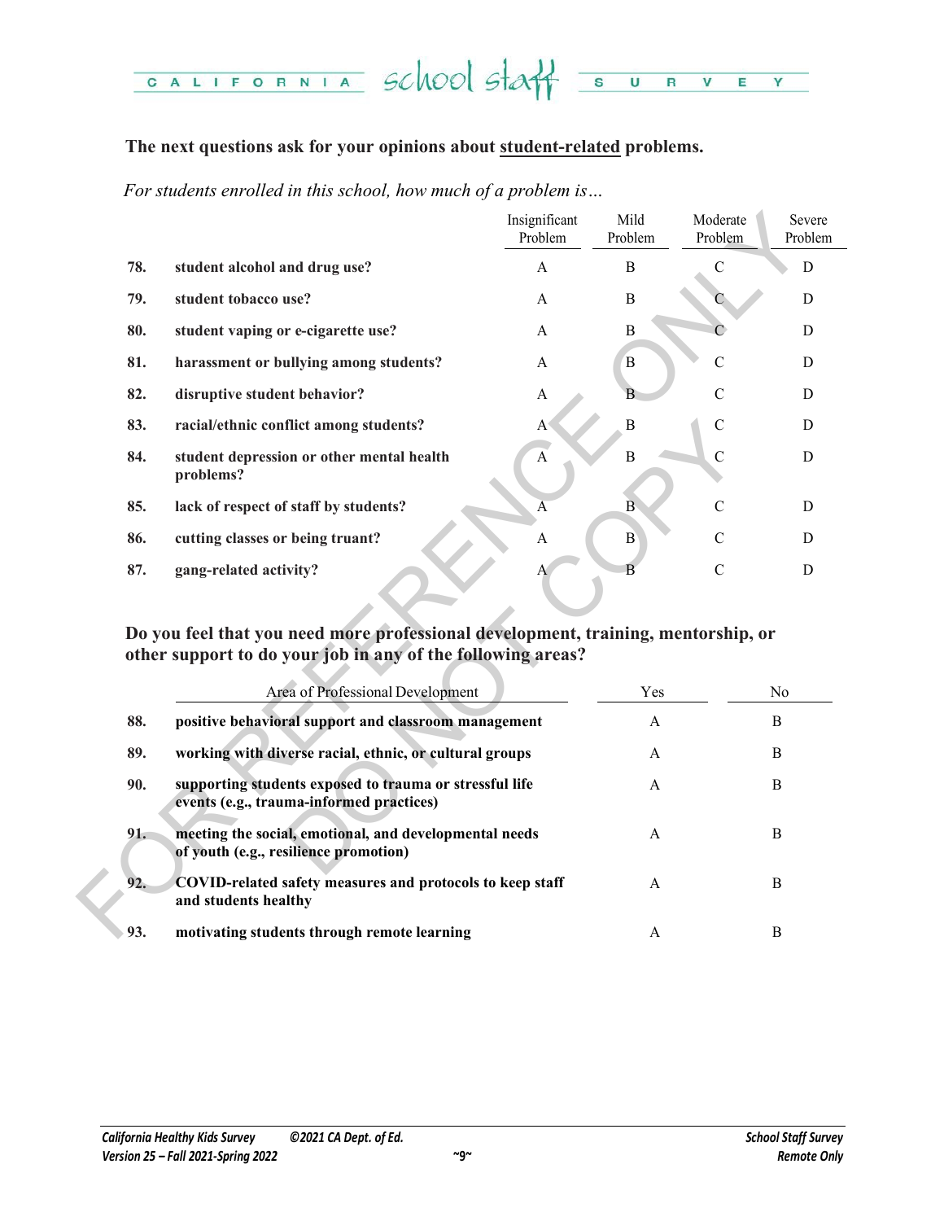**The next questions ask for your opinions about <u>student-related</u> problems.**

*For students enrolled in this school, how much of a problem is…*

| | | Insignificant Problem | Mild Problem | Moderate Problem | Severe Problem |
|---|---|---|---|---|---|
| **78.** | **student alcohol and drug use?** | A | B | C | D |
| **79.** | **student tobacco use?** | A | B | C | D |
| **80.** | **student vaping or e-cigarette use?** | A | B | C | D |
| **81.** | **harassment or bullying among students?** | A | B | C | D |
| **82.** | **disruptive student behavior?** | A | B | C | D |
| **83.** | **racial/ethnic conflict among students?** | A | B | C | D |
| **84.** | **student depression or other mental health problems?** | A | B | C | D |
| **85.** | **lack of respect of staff by students?** | A | B | C | D |
| **86.** | **cutting classes or being truant?** | A | B | C | D |
| **87.** | **gang-related activity?** | A | B | C | D |

**Do you feel that you need more professional development, training, mentorship, or other support to do your job in any of the following areas?**

| | Area of Professional Development | Yes | No |
|---|---|---|---|
| **88.** | **positive behavioral support and classroom management** | A | B |
| **89.** | **working with diverse racial, ethnic, or cultural groups** | A | B |
| **90.** | **supporting students exposed to trauma or stressful life events (e.g., trauma-informed practices)** | A | B |
| **91.** | **meeting the social, emotional, and developmental needs of youth (e.g., resilience promotion)** | A | B |
| **92.** | **COVID-related safety measures and protocols to keep staff and students healthy** | A | B |
| **93.** | **motivating students through remote learning** | A | B |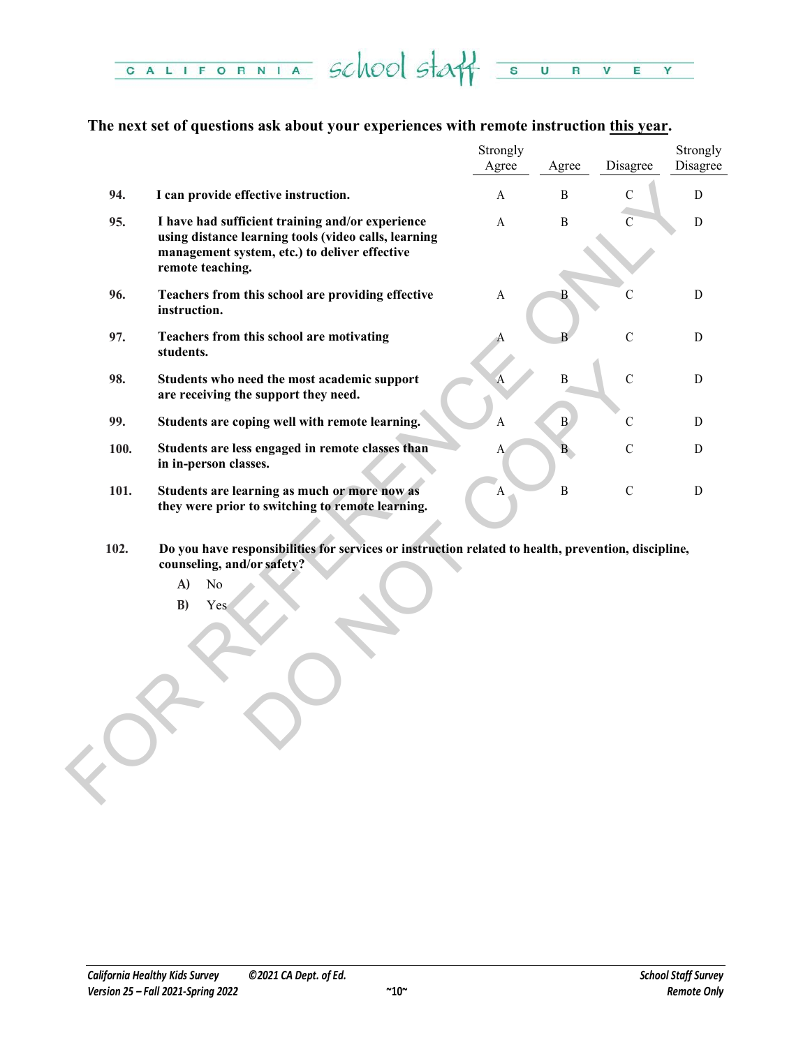**The next set of questions ask about your experiences with remote instruction this year.**

| | | Strongly Agree | Agree | Disagree | Strongly Disagree |
|---|---|---|---|---|---|
| **94.** | **I can provide effective instruction.** | A | B | C | D |
| **95.** | **I have had sufficient training and/or experience using distance learning tools (video calls, learning management system, etc.) to deliver effective remote teaching.** | A | B | C | D |
| **96.** | **Teachers from this school are providing effective instruction.** | A | B | C | D |
| **97.** | **Teachers from this school are motivating students.** | A | B | C | D |
| **98.** | **Students who need the most academic support are receiving the support they need.** | A | B | C | D |
| **99.** | **Students are coping well with remote learning.** | A | B | C | D |
| **100.** | **Students are less engaged in remote classes than in in-person classes.** | A | B | C | D |
| **101.** | **Students are learning as much or more now as they were prior to switching to remote learning.** | A | B | C | D |

**102. Do you have responsibilities for services or instruction related to health, prevention, discipline, counseling, and/or safety?**

- **A)** No
- **B)** Yes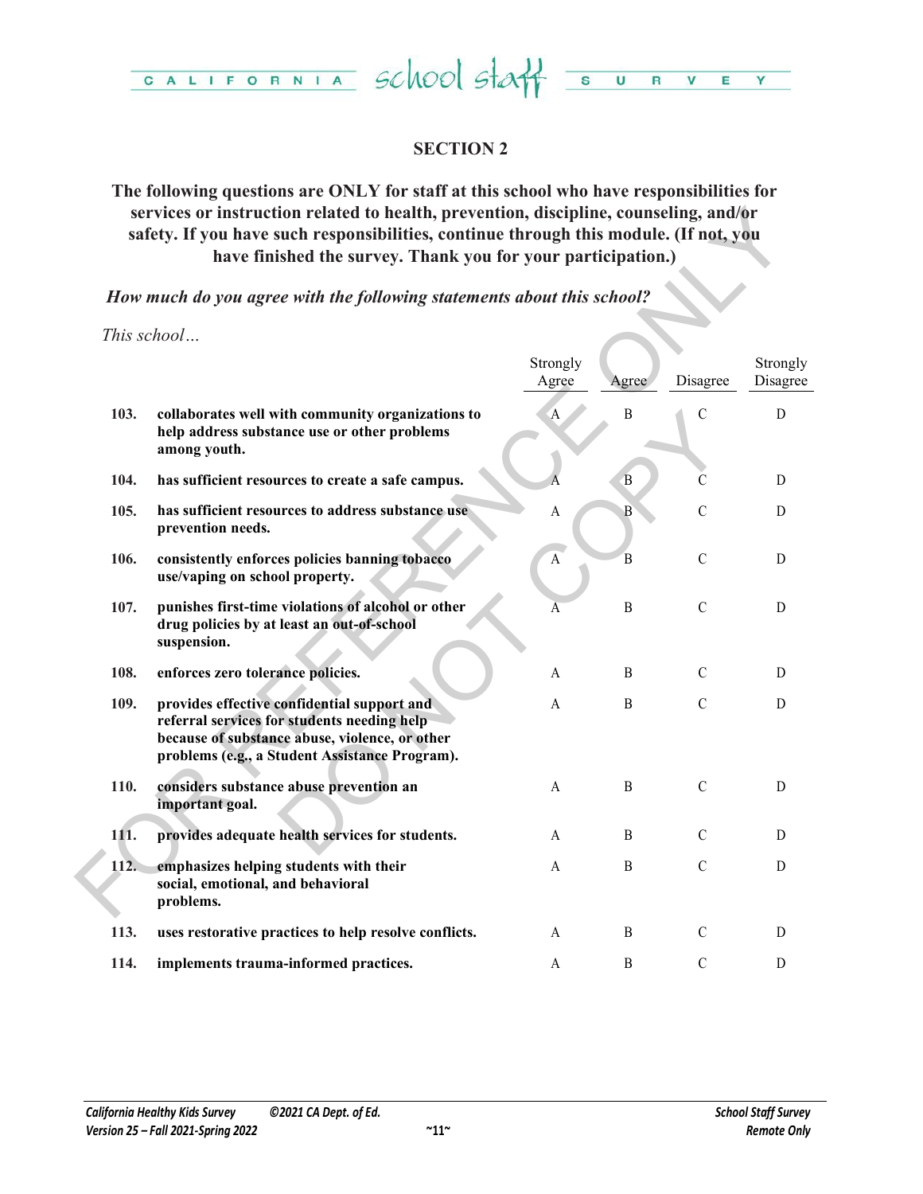## SECTION 2

**The following questions are ONLY for staff at this school who have responsibilities for services or instruction related to health, prevention, discipline, counseling, and/or safety. If you have such responsibilities, continue through this module. (If not, you have finished the survey. Thank you for your participation.)**

***How much do you agree with the following statements about this school?***

*This school…*

| | | Strongly Agree | Agree | Disagree | Strongly Disagree |
|---|---|---|---|---|---|
| **103.** | **collaborates well with community organizations to help address substance use or other problems among youth.** | A | B | C | D |
| **104.** | **has sufficient resources to create a safe campus.** | A | B | C | D |
| **105.** | **has sufficient resources to address substance use prevention needs.** | A | B | C | D |
| **106.** | **consistently enforces policies banning tobacco use/vaping on school property.** | A | B | C | D |
| **107.** | **punishes first-time violations of alcohol or other drug policies by at least an out-of-school suspension.** | A | B | C | D |
| **108.** | **enforces zero tolerance policies.** | A | B | C | D |
| **109.** | **provides effective confidential support and referral services for students needing help because of substance abuse, violence, or other problems (e.g., a Student Assistance Program).** | A | B | C | D |
| **110.** | **considers substance abuse prevention an important goal.** | A | B | C | D |
| **111.** | **provides adequate health services for students.** | A | B | C | D |
| **112.** | **emphasizes helping students with their social, emotional, and behavioral problems.** | A | B | C | D |
| **113.** | **uses restorative practices to help resolve conflicts.** | A | B | C | D |
| **114.** | **implements trauma-informed practices.** | A | B | C | D |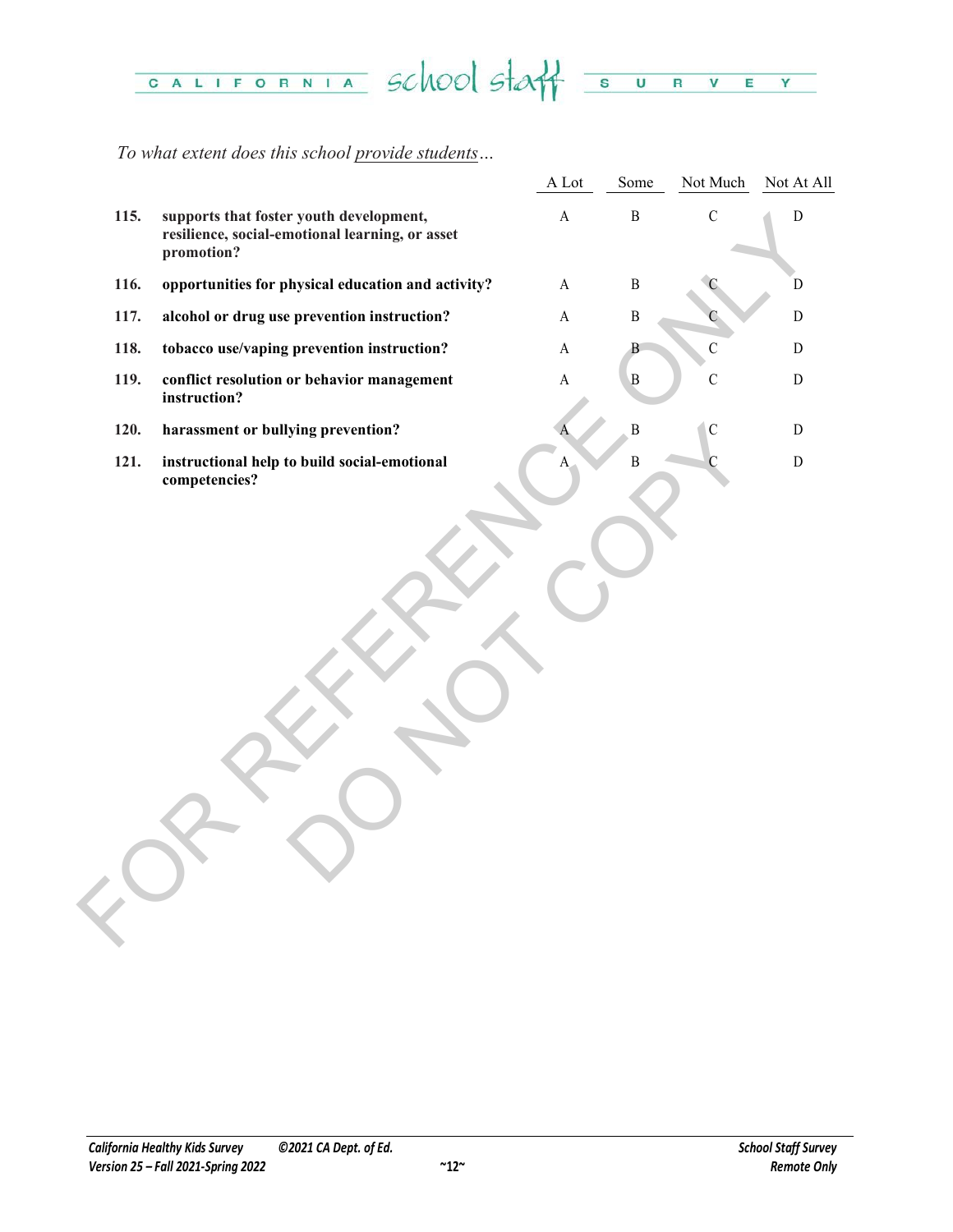*To what extent does this school provide students…*

| | | A Lot | Some | Not Much | Not At All |
|---|---|---|---|---|---|
| 115. | **supports that foster youth development, resilience, social-emotional learning, or asset promotion?** | A | B | C | D |
| 116. | **opportunities for physical education and activity?** | A | B | C | D |
| 117. | **alcohol or drug use prevention instruction?** | A | B | C | D |
| 118. | **tobacco use/vaping prevention instruction?** | A | B | C | D |
| 119. | **conflict resolution or behavior management instruction?** | A | B | C | D |
| 120. | **harassment or bullying prevention?** | A | B | C | D |
| 121. | **instructional help to build social-emotional competencies?** | A | B | C | D |